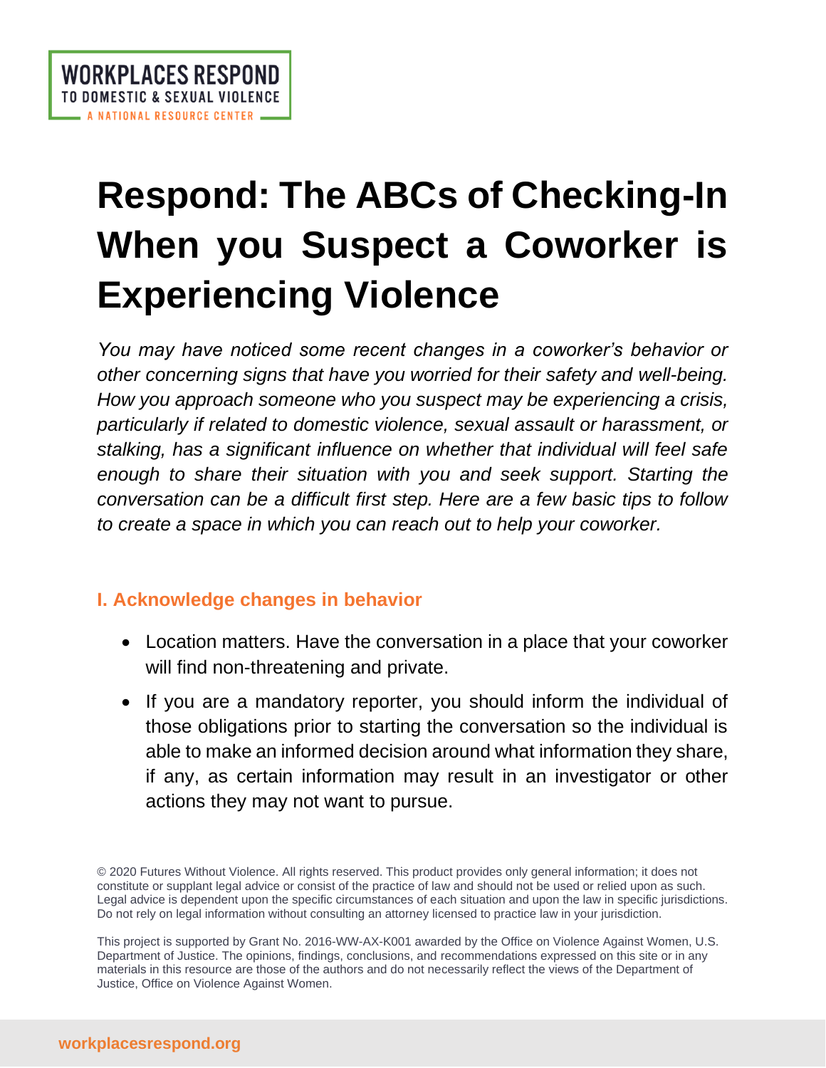WORKPLACES RESPOND
TO DOMESTIC & SEXUAL VIOLENCE
A NATIONAL RESOURCE CENTER

# Respond: The ABCs of Checking-In When you Suspect a Coworker is Experiencing Violence

*You may have noticed some recent changes in a coworker's behavior or other concerning signs that have you worried for their safety and well-being. How you approach someone who you suspect may be experiencing a crisis, particularly if related to domestic violence, sexual assault or harassment, or stalking, has a significant influence on whether that individual will feel safe enough to share their situation with you and seek support. Starting the conversation can be a difficult first step. Here are a few basic tips to follow to create a space in which you can reach out to help your coworker.*

## I. Acknowledge changes in behavior

- Location matters. Have the conversation in a place that your coworker will find non-threatening and private.
- If you are a mandatory reporter, you should inform the individual of those obligations prior to starting the conversation so the individual is able to make an informed decision around what information they share, if any, as certain information may result in an investigator or other actions they may not want to pursue.

© 2020 Futures Without Violence. All rights reserved. This product provides only general information; it does not constitute or supplant legal advice or consist of the practice of law and should not be used or relied upon as such. Legal advice is dependent upon the specific circumstances of each situation and upon the law in specific jurisdictions. Do not rely on legal information without consulting an attorney licensed to practice law in your jurisdiction.

This project is supported by Grant No. 2016-WW-AX-K001 awarded by the Office on Violence Against Women, U.S. Department of Justice. The opinions, findings, conclusions, and recommendations expressed on this site or in any materials in this resource are those of the authors and do not necessarily reflect the views of the Department of Justice, Office on Violence Against Women.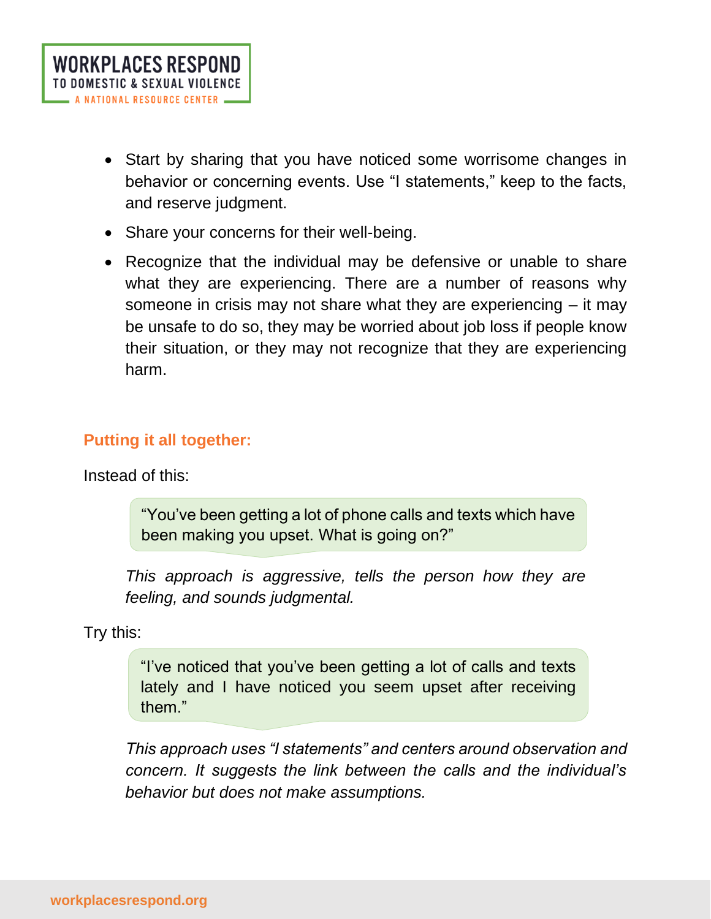- Start by sharing that you have noticed some worrisome changes in behavior or concerning events. Use "I statements," keep to the facts, and reserve judgment.
- Share your concerns for their well-being.
- Recognize that the individual may be defensive or unable to share what they are experiencing. There are a number of reasons why someone in crisis may not share what they are experiencing – it may be unsafe to do so, they may be worried about job loss if people know their situation, or they may not recognize that they are experiencing harm.

## Putting it all together:

Instead of this:

> "You've been getting a lot of phone calls and texts which have been making you upset. What is going on?"

*This approach is aggressive, tells the person how they are feeling, and sounds judgmental.*

Try this:

> "I've noticed that you've been getting a lot of calls and texts lately and I have noticed you seem upset after receiving them."

*This approach uses "I statements" and centers around observation and concern. It suggests the link between the calls and the individual's behavior but does not make assumptions.*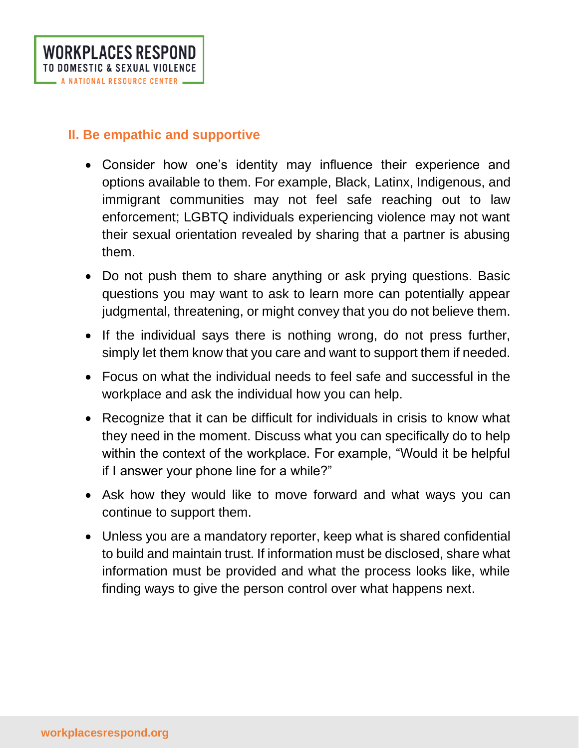## II. Be empathic and supportive

- Consider how one's identity may influence their experience and options available to them. For example, Black, Latinx, Indigenous, and immigrant communities may not feel safe reaching out to law enforcement; LGBTQ individuals experiencing violence may not want their sexual orientation revealed by sharing that a partner is abusing them.
- Do not push them to share anything or ask prying questions. Basic questions you may want to ask to learn more can potentially appear judgmental, threatening, or might convey that you do not believe them.
- If the individual says there is nothing wrong, do not press further, simply let them know that you care and want to support them if needed.
- Focus on what the individual needs to feel safe and successful in the workplace and ask the individual how you can help.
- Recognize that it can be difficult for individuals in crisis to know what they need in the moment. Discuss what you can specifically do to help within the context of the workplace. For example, "Would it be helpful if I answer your phone line for a while?"
- Ask how they would like to move forward and what ways you can continue to support them.
- Unless you are a mandatory reporter, keep what is shared confidential to build and maintain trust. If information must be disclosed, share what information must be provided and what the process looks like, while finding ways to give the person control over what happens next.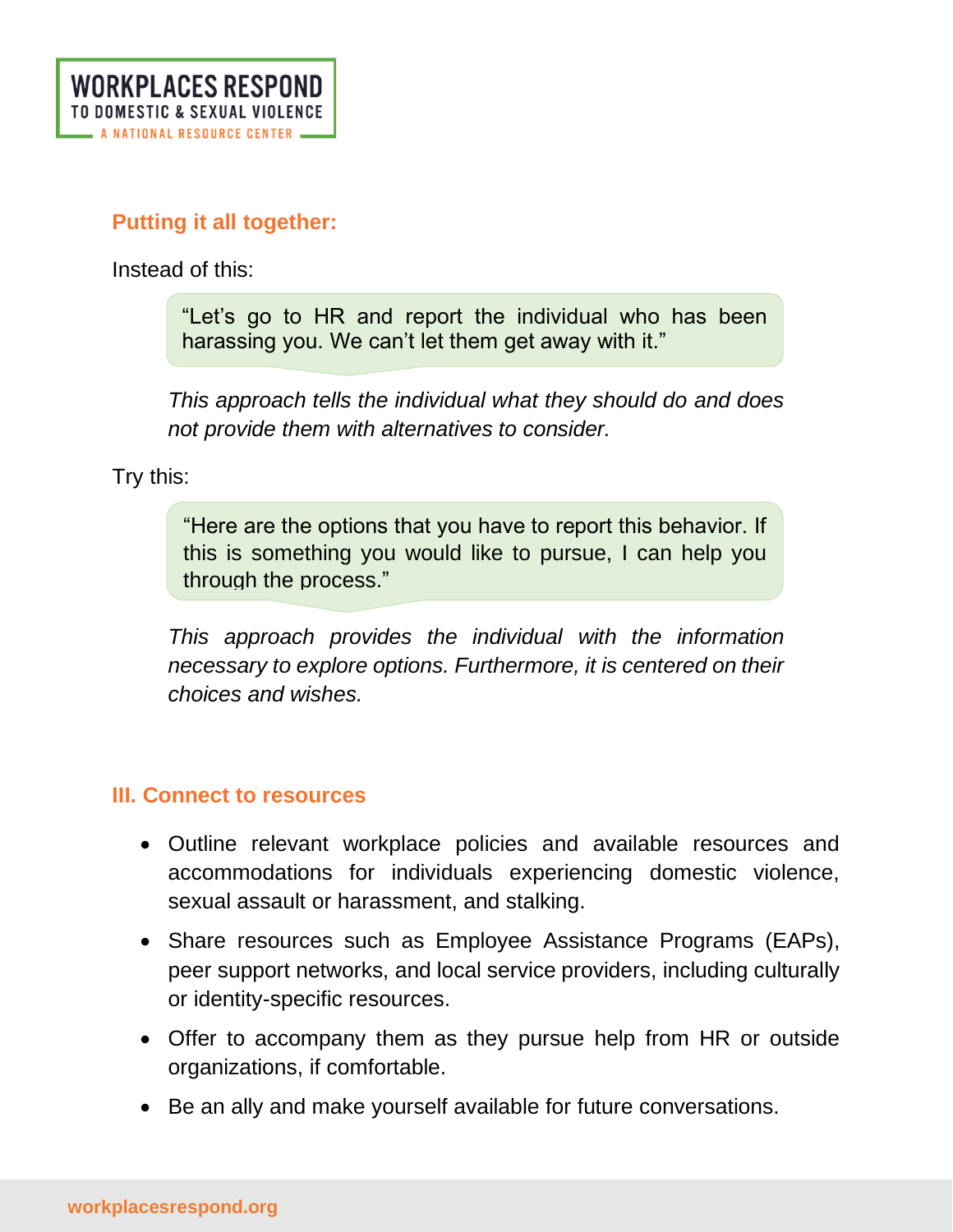## Putting it all together:

Instead of this:

> "Let's go to HR and report the individual who has been harassing you. We can't let them get away with it."

*This approach tells the individual what they should do and does not provide them with alternatives to consider.*

Try this:

> "Here are the options that you have to report this behavior. If this is something you would like to pursue, I can help you through the process."

*This approach provides the individual with the information necessary to explore options. Furthermore, it is centered on their choices and wishes.*

## III. Connect to resources

- Outline relevant workplace policies and available resources and accommodations for individuals experiencing domestic violence, sexual assault or harassment, and stalking.
- Share resources such as Employee Assistance Programs (EAPs), peer support networks, and local service providers, including culturally or identity-specific resources.
- Offer to accompany them as they pursue help from HR or outside organizations, if comfortable.
- Be an ally and make yourself available for future conversations.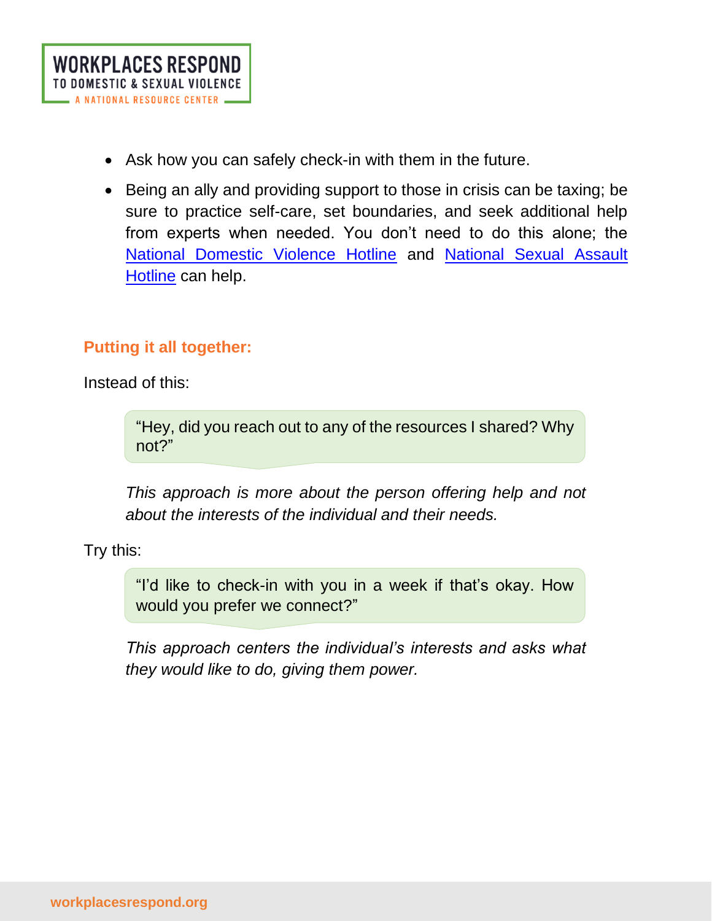- Ask how you can safely check-in with them in the future.
- Being an ally and providing support to those in crisis can be taxing; be sure to practice self-care, set boundaries, and seek additional help from experts when needed. You don't need to do this alone; the National Domestic Violence Hotline and National Sexual Assault Hotline can help.

## Putting it all together:

Instead of this:

> "Hey, did you reach out to any of the resources I shared? Why not?"

*This approach is more about the person offering help and not about the interests of the individual and their needs.*

Try this:

> "I'd like to check-in with you in a week if that's okay. How would you prefer we connect?"

*This approach centers the individual's interests and asks what they would like to do, giving them power.*